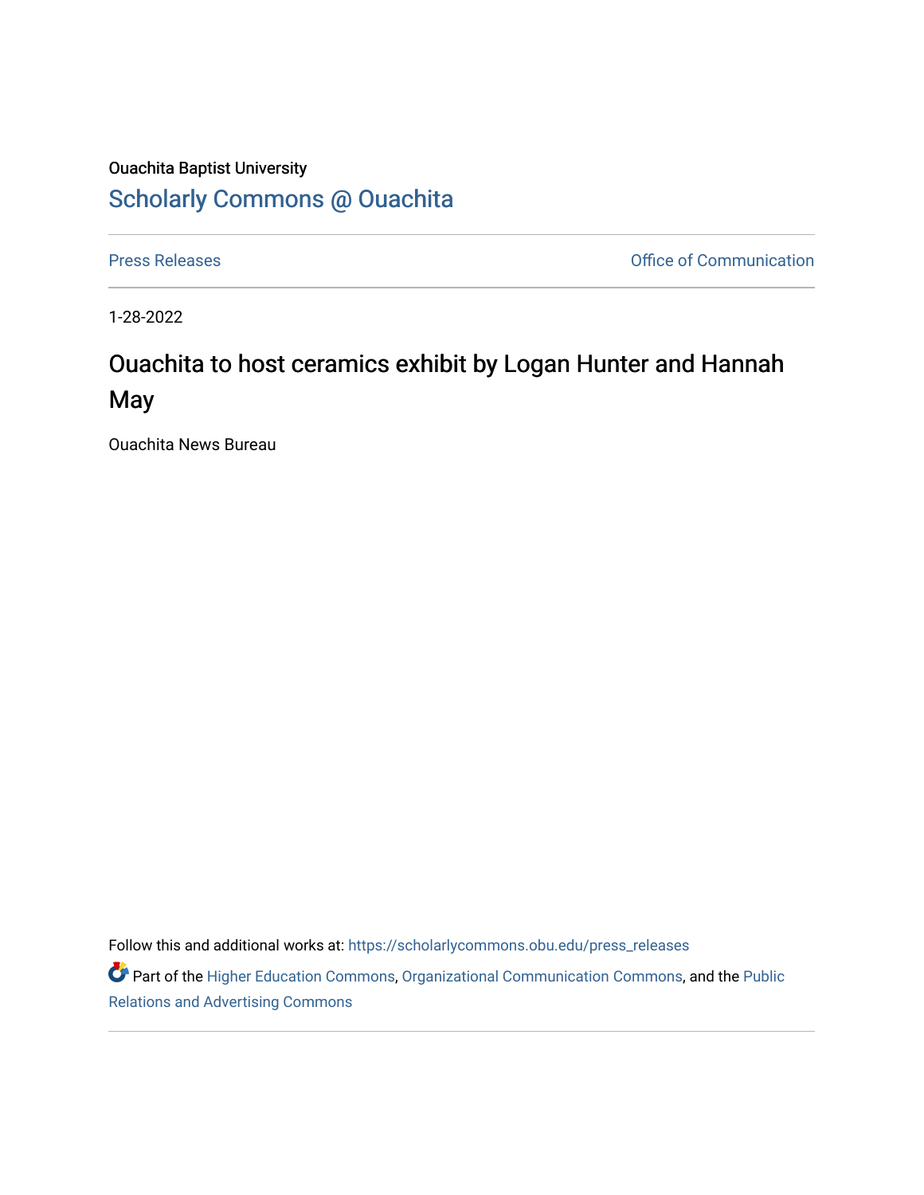Ouachita Baptist University

## Scholarly Commons @ Ouachita

Press Releases | Office of Communication

1-28-2022

# Ouachita to host ceramics exhibit by Logan Hunter and Hannah May

Ouachita News Bureau

Follow this and additional works at: https://scholarlycommons.obu.edu/press_releases

Part of the Higher Education Commons, Organizational Communication Commons, and the Public Relations and Advertising Commons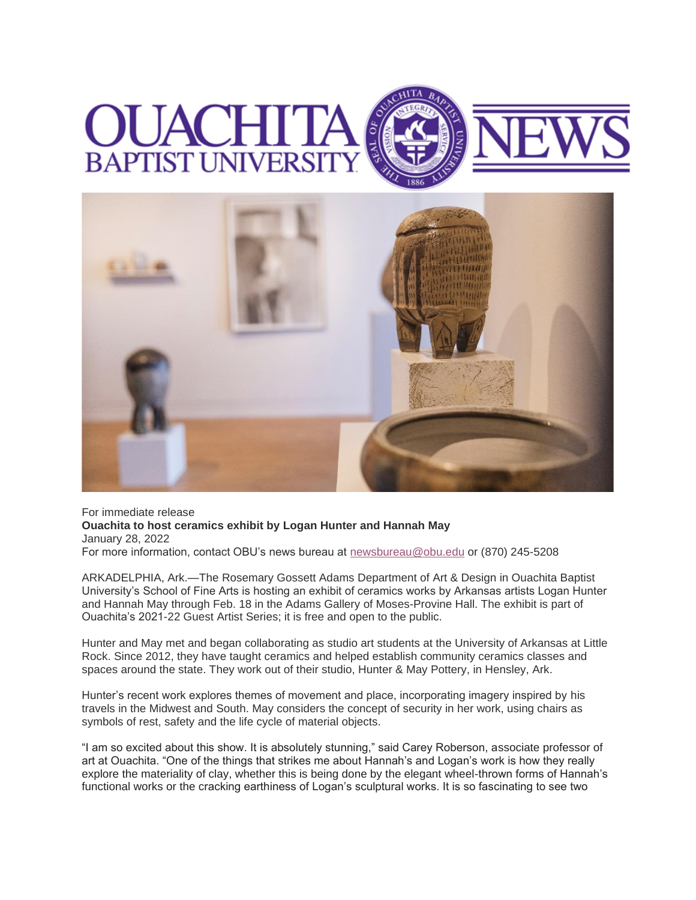For immediate release

**Ouachita to host ceramics exhibit by Logan Hunter and Hannah May**

January 28, 2022

For more information, contact OBU's news bureau at newsbureau@obu.edu or (870) 245-5208

ARKADELPHIA, Ark.—The Rosemary Gossett Adams Department of Art & Design in Ouachita Baptist University's School of Fine Arts is hosting an exhibit of ceramics works by Arkansas artists Logan Hunter and Hannah May through Feb. 18 in the Adams Gallery of Moses-Provine Hall. The exhibit is part of Ouachita's 2021-22 Guest Artist Series; it is free and open to the public.

Hunter and May met and began collaborating as studio art students at the University of Arkansas at Little Rock. Since 2012, they have taught ceramics and helped establish community ceramics classes and spaces around the state. They work out of their studio, Hunter & May Pottery, in Hensley, Ark.

Hunter's recent work explores themes of movement and place, incorporating imagery inspired by his travels in the Midwest and South. May considers the concept of security in her work, using chairs as symbols of rest, safety and the life cycle of material objects.

"I am so excited about this show. It is absolutely stunning," said Carey Roberson, associate professor of art at Ouachita. "One of the things that strikes me about Hannah's and Logan's work is how they really explore the materiality of clay, whether this is being done by the elegant wheel-thrown forms of Hannah's functional works or the cracking earthiness of Logan's sculptural works. It is so fascinating to see two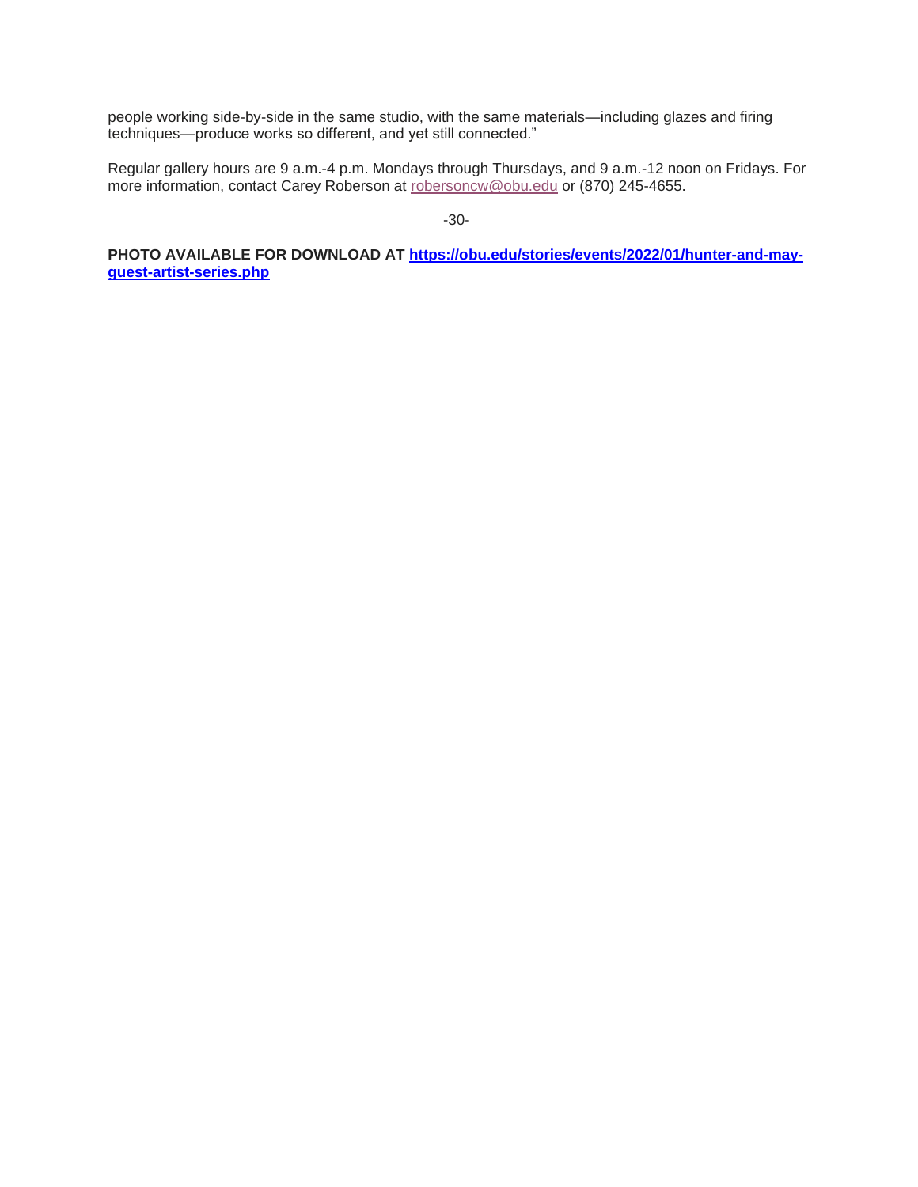people working side-by-side in the same studio, with the same materials—including glazes and firing techniques—produce works so different, and yet still connected."

Regular gallery hours are 9 a.m.-4 p.m. Mondays through Thursdays, and 9 a.m.-12 noon on Fridays. For more information, contact Carey Roberson at [robersoncw@obu.edu](mailto:robersoncw@obu.edu) or (870) 245-4655.

-30-

**PHOTO AVAILABLE FOR DOWNLOAD AT [https://obu.edu/stories/events/2022/01/hunter-and-may-guest-artist-series.php](https://obu.edu/stories/events/2022/01/hunter-and-may-guest-artist-series.php)**